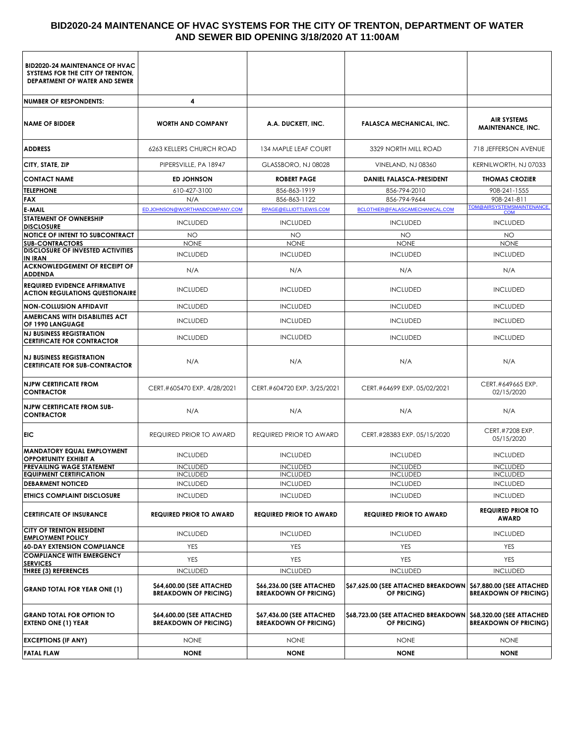# BID2020-24 MAINTENANCE OF HVAC SYSTEMS FOR THE CITY OF TRENTON, DEPARTMENT OF WATER AND SEWER BID OPENING 3/18/2020 AT 11:00AM

| BID2020-24 MAINTENANCE OF HVAC SYSTEMS FOR THE CITY OF TRENTON, DEPARTMENT OF WATER AND SEWER | | | | |
|---|---|---|---|---|
| NUMBER OF RESPONDENTS: | 4 | | | |
| NAME OF BIDDER | WORTH AND COMPANY | A.A. DUCKETT, INC. | FALASCA MECHANICAL, INC. | AIR SYSTEMS MAINTENANCE, INC. |
| ADDRESS | 6263 KELLERS CHURCH ROAD | 134 MAPLE LEAF COURT | 3329 NORTH MILL ROAD | 718 JEFFERSON AVENUE |
| CITY, STATE, ZIP | PIPERSVILLE, PA 18947 | GLASSBORO, NJ 08028 | VINELAND, NJ 08360 | KERNILWORTH, NJ 07033 |
| CONTACT NAME | ED JOHNSON | ROBERT PAGE | DANIEL FALASCA-PRESIDENT | THOMAS CROZIER |
| TELEPHONE | 610-427-3100 | 856-863-1919 | 856-794-2010 | 908-241-1555 |
| FAX | N/A | 856-863-1122 | 856-794-9644 | 908-241-811 |
| E-MAIL | ED.JOHNSON@WORTHANDCOMPANY.COM | RPAGE@ELLIOTTLEWIS.COM | BCLOTHIER@FALASCAMECHANICAL.COM | TOM@AIRSYSTEMSMAINTENANCE.COM |
| STATEMENT OF OWNERSHIP DISCLOSURE | INCLUDED | INCLUDED | INCLUDED | INCLUDED |
| NOTICE OF INTENT TO SUBCONTRACT | NO | NO | NO | NO |
| SUB-CONTRACTORS | NONE | NONE | NONE | NONE |
| DISCLOSURE OF INVESTED ACTIVITIES IN IRAN | INCLUDED | INCLUDED | INCLUDED | INCLUDED |
| ACKNOWLEDGEMENT OF RECEIPT OF ADDENDA | N/A | N/A | N/A | N/A |
| REQUIRED EVIDENCE AFFIRMATIVE ACTION REGULATIONS QUESTIONAIRE | INCLUDED | INCLUDED | INCLUDED | INCLUDED |
| NON-COLLUSION AFFIDAVIT | INCLUDED | INCLUDED | INCLUDED | INCLUDED |
| AMERICANS WITH DISABILITIES ACT OF 1990 LANGUAGE | INCLUDED | INCLUDED | INCLUDED | INCLUDED |
| NJ BUSINESS REGISTRATION CERTIFICATE FOR CONTRACTOR | INCLUDED | INCLUDED | INCLUDED | INCLUDED |
| NJ BUSINESS REGISTRATION CERTIFICATE FOR SUB-CONTRACTOR | N/A | N/A | N/A | N/A |
| NJPW CERTIFICATE FROM CONTRACTOR | CERT.#605470 EXP. 4/28/2021 | CERT.#604720 EXP. 3/25/2021 | CERT.#64699 EXP. 05/02/2021 | CERT.#649665 EXP. 02/15/2020 |
| NJPW CERTIFICATE FROM SUB-CONTRACTOR | N/A | N/A | N/A | N/A |
| EIC | REQUIRED PRIOR TO AWARD | REQUIRED PRIOR TO AWARD | CERT.#28383 EXP. 05/15/2020 | CERT.#7208 EXP. 05/15/2020 |
| MANDATORY EQUAL EMPLOYMENT OPPORTUNITY EXHIBIT A | INCLUDED | INCLUDED | INCLUDED | INCLUDED |
| PREVAILING WAGE STATEMENT | INCLUDED | INCLUDED | INCLUDED | INCLUDED |
| EQUIPMENT CERTIFICATION | INCLUDED | INCLUDED | INCLUDED | INCLUDED |
| DEBARMENT NOTICED | INCLUDED | INCLUDED | INCLUDED | INCLUDED |
| ETHICS COMPLAINT DISCLOSURE | INCLUDED | INCLUDED | INCLUDED | INCLUDED |
| CERTIFICATE OF INSURANCE | REQUIRED PRIOR TO AWARD | REQUIRED PRIOR TO AWARD | REQUIRED PRIOR TO AWARD | REQUIRED PRIOR TO AWARD |
| CITY OF TRENTON RESIDENT EMPLOYMENT POLICY | INCLUDED | INCLUDED | INCLUDED | INCLUDED |
| 60-DAY EXTENSION COMPLIANCE | YES | YES | YES | YES |
| COMPLIANCE WITH EMERGENCY SERVICES | YES | YES | YES | YES |
| THREE (3) REFERENCES | INCLUDED | INCLUDED | INCLUDED | INCLUDED |
| GRAND TOTAL FOR YEAR ONE (1) | $64,600.00 (SEE ATTACHED BREAKDOWN OF PRICING) | $66,236.00 (SEE ATTACHED BREAKDOWN OF PRICING) | $67,625.00 (SEE ATTACHED BREAKDOWN OF PRICING) | $67,880.00 (SEE ATTACHED BREAKDOWN OF PRICING) |
| GRAND TOTAL FOR OPTION TO EXTEND ONE (1) YEAR | $64,600.00 (SEE ATTACHED BREAKDOWN OF PRICING) | $67,436.00 (SEE ATTACHED BREAKDOWN OF PRICING) | $68,723.00 (SEE ATTACHED BREAKDOWN OF PRICING) | $68,320.00 (SEE ATTACHED BREAKDOWN OF PRICING) |
| EXCEPTIONS (IF ANY) | NONE | NONE | NONE | NONE |
| FATAL FLAW | NONE | NONE | NONE | NONE |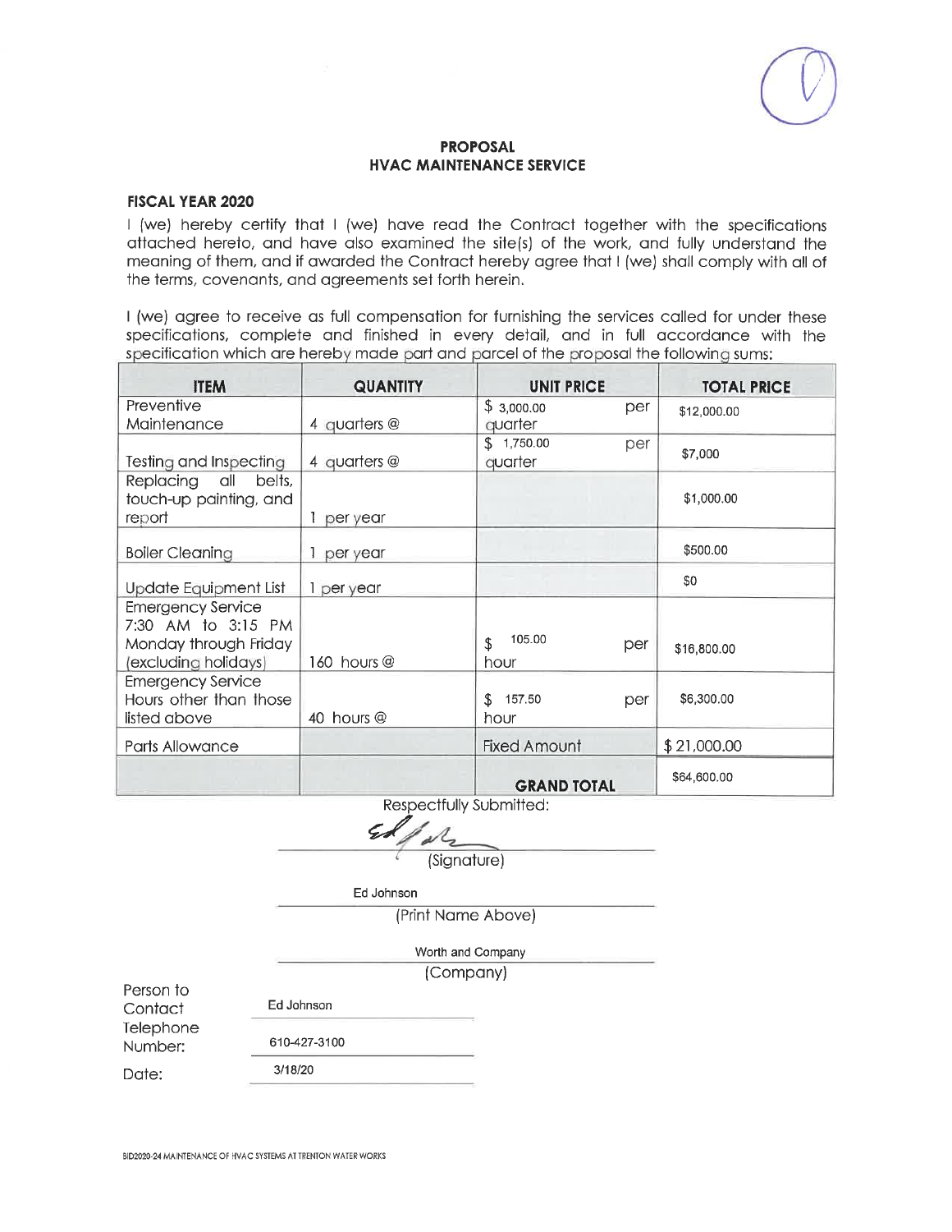## PROPOSAL
## HVAC MAINTENANCE SERVICE

**FISCAL YEAR 2020**

I (we) hereby certify that I (we) have read the Contract together with the specifications attached hereto, and have also examined the site(s) of the work, and fully understand the meaning of them, and if awarded the Contract hereby agree that I (we) shall comply with all of the terms, covenants, and agreements set forth herein.

I (we) agree to receive as full compensation for furnishing the services called for under these specifications, complete and finished in every detail, and in full accordance with the specification which are hereby made part and parcel of the proposal the following sums:

| ITEM | QUANTITY | UNIT PRICE | TOTAL PRICE |
|---|---|---|---|
| Preventive Maintenance | 4 quarters @ | $ 3,000.00 per quarter | $12,000.00 |
| Testing and Inspecting | 4 quarters @ | $ 1,750.00 per quarter | $7,000 |
| Replacing all belts, touch-up painting, and report | 1 per year | | $1,000.00 |
| Boiler Cleaning | 1 per year | | $500.00 |
| Update Equipment List | 1 per year | | $0 |
| Emergency Service 7:30 AM to 3:15 PM Monday through Friday (excluding holidays) | 160 hours @ | $ 105.00 per hour | $16,800.00 |
| Emergency Service Hours other than those listed above | 40 hours @ | $ 157.50 per hour | $6,300.00 |
| Parts Allowance | | Fixed Amount | $ 21,000.00 |
| | | **GRAND TOTAL** | $64,600.00 |

Respectfully Submitted:

Ed Johnson
(Signature)

Ed Johnson
(Print Name Above)

Worth and Company
(Company)

Person to Contact: Ed Johnson

Telephone Number: 610-427-3100

Date: 3/18/20

BID2020-24 MAINTENANCE OF HVAC SYSTEMS AT TRENTON WATER WORKS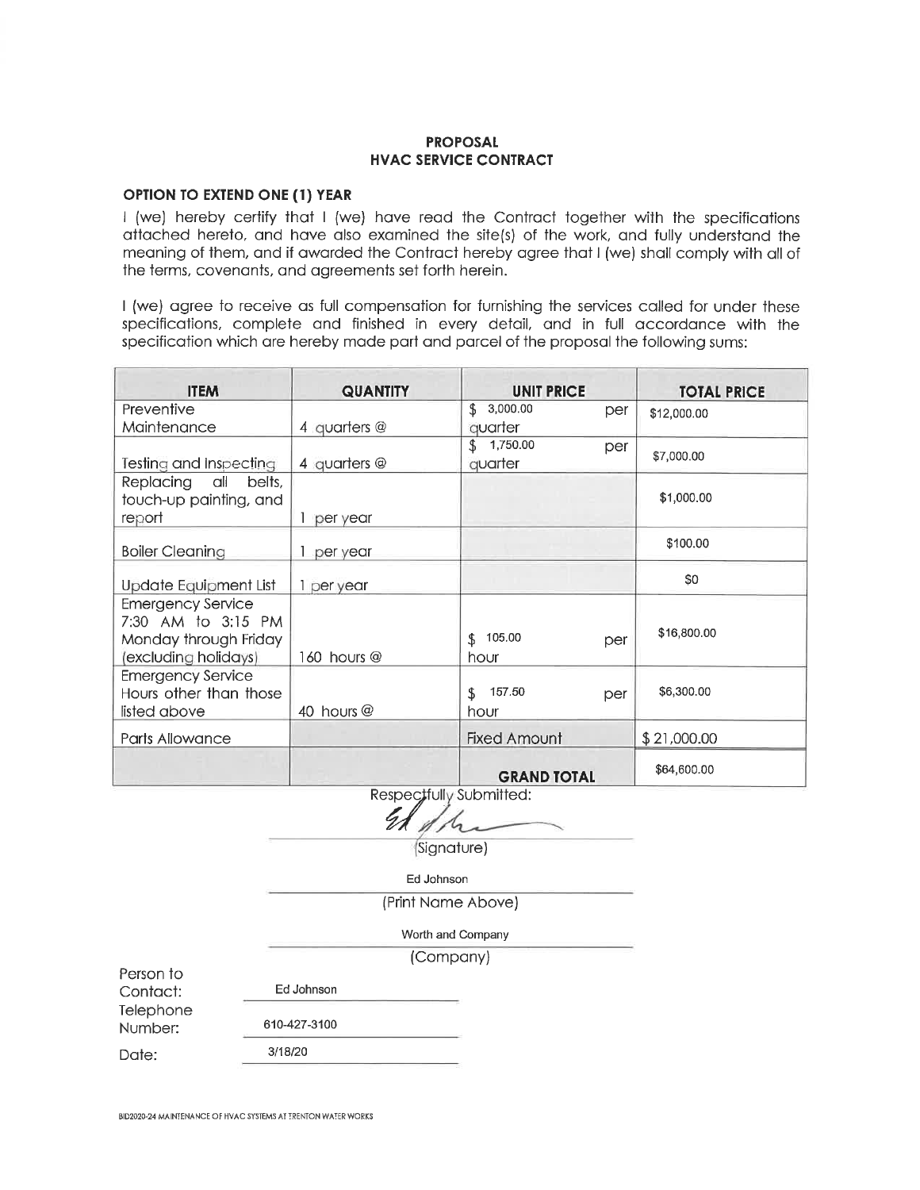**PROPOSAL**
**HVAC SERVICE CONTRACT**

**OPTION TO EXTEND ONE (1) YEAR**

I (we) hereby certify that I (we) have read the Contract together with the specifications attached hereto, and have also examined the site(s) of the work, and fully understand the meaning of them, and if awarded the Contract hereby agree that I (we) shall comply with all of the terms, covenants, and agreements set forth herein.

I (we) agree to receive as full compensation for furnishing the services called for under these specifications, complete and finished in every detail, and in full accordance with the specification which are hereby made part and parcel of the proposal the following sums:

| ITEM | QUANTITY | UNIT PRICE | TOTAL PRICE |
|---|---|---|---|
| Preventive Maintenance | 4 quarters @ | $ 3,000.00 per quarter | $12,000.00 |
| Testing and Inspecting | 4 quarters @ | $ 1,750.00 per quarter | $7,000.00 |
| Replacing all belts, touch-up painting, and report | 1 per year | | $1,000.00 |
| Boiler Cleaning | 1 per year | | $100.00 |
| Update Equipment List | 1 per year | | $0 |
| Emergency Service 7:30 AM to 3:15 PM Monday through Friday (excluding holidays) | 160 hours @ | $ 105.00 per hour | $16,800.00 |
| Emergency Service Hours other than those listed above | 40 hours @ | $ 157.50 per hour | $6,300.00 |
| Parts Allowance | | Fixed Amount | $ 21,000.00 |
| | | **GRAND TOTAL** | $64,600.00 |

Respectfully Submitted:

(Signature)

Ed Johnson
(Print Name Above)

Worth and Company
(Company)

Person to Contact: Ed Johnson

Telephone Number: 610-427-3100

Date: 3/18/20

BID2020-24 MAINTENANCE OF HVAC SYSTEMS AT TRENTON WATER WORKS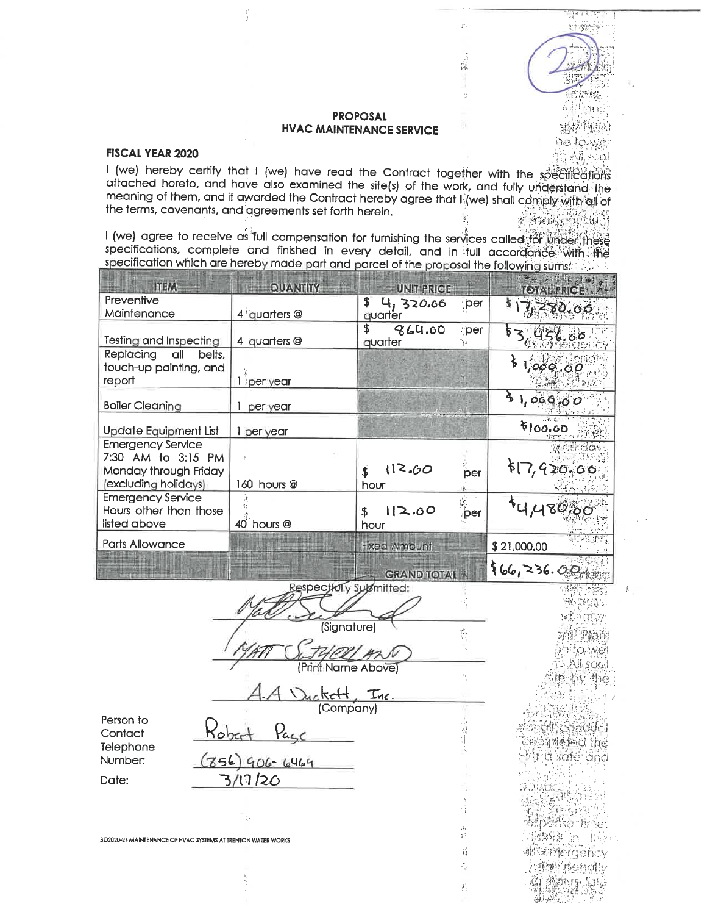# PROPOSAL
## HVAC MAINTENANCE SERVICE

**FISCAL YEAR 2020**

I (we) hereby certify that I (we) have read the Contract together with the specifications attached hereto, and have also examined the site(s) of the work, and fully understand the meaning of them, and if awarded the Contract hereby agree that I (we) shall comply with all of the terms, covenants, and agreements set forth herein.

I (we) agree to receive as full compensation for furnishing the services called for under these specifications, complete and finished in every detail, and in full accordance with the specification which are hereby made part and parcel of the proposal the following sums:

| ITEM | QUANTITY | UNIT PRICE | TOTAL PRICE |
|---|---|---|---|
| Preventive Maintenance | 4 quarters @ | $ 4,320.66 per quarter | $17,280.00 |
| Testing and Inspecting | 4 quarters @ | $ 864.00 per quarter | $3,456.00 |
| Replacing all belts, touch-up painting, and report | 1 per year | | $1,000.00 |
| Boiler Cleaning | 1 per year | | $1,000.00 |
| Update Equipment List | 1 per year | | $100.00 |
| Emergency Service 7:30 AM to 3:15 PM Monday through Friday (excluding holidays) | 160 hours @ | $ 112.00 per hour | $17,920.00 |
| Emergency Service Hours other than those listed above | 40 hours @ | $ 112.00 per hour | $4,480.00 |
| Parts Allowance | | Fixed Amount | $ 21,000.00 |
| | | GRAND TOTAL | $66,236.00 |

Respectfully Submitted:

Matt Sutherland
(Signature)

MATT SUTHERLAND
(Print Name Above)

A.A Duckett, Inc.
(Company)

Person to Contact: Robert Pase

Telephone Number: (856) 906-6469

Date: 3/17/20

BID2020-24 MAINTENANCE OF HVAC SYSTEMS AT TRENTON WATER WORKS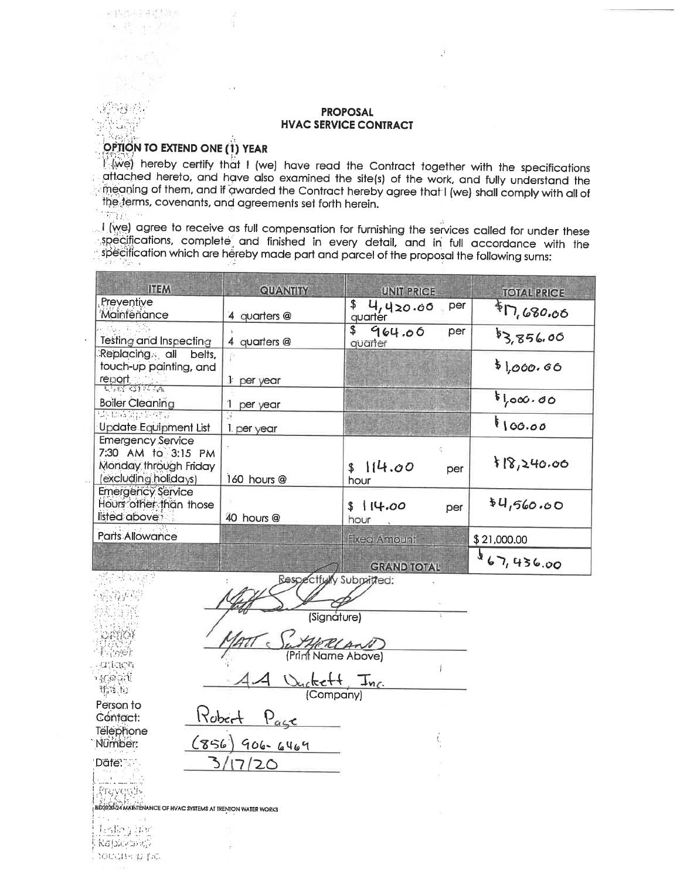**PROPOSAL**
**HVAC SERVICE CONTRACT**

**OPTION TO EXTEND ONE (1) YEAR**

I (we) hereby certify that I (we) have read the Contract together with the specifications attached hereto, and have also examined the site(s) of the work, and fully understand the meaning of them, and if awarded the Contract hereby agree that I (we) shall comply with all of the terms, covenants, and agreements set forth herein.

I (we) agree to receive as full compensation for furnishing the services called for under these specifications, complete and finished in every detail, and in full accordance with the specification which are hereby made part and parcel of the proposal the following sums:

| ITEM | QUANTITY | UNIT PRICE | TOTAL PRICE |
|---|---|---|---|
| Preventive Maintenance | 4 quarters @ | $ 4,420.00 per quarter | $17,680.00 |
| Testing and Inspecting | 4 quarters @ | $ 964.00 per quarter | $3,856.00 |
| Replacing all belts, touch-up painting, and report | 1 per year | | $1,000.00 |
| Boiler Cleaning | 1 per year | | $1,000.00 |
| Update Equipment List | 1 per year | | $100.00 |
| Emergency Service 7:30 AM to 3:15 PM Monday through Friday (excluding holidays) | 160 hours @ | $ 114.00 per hour | $18,240.00 |
| Emergency Service Hours other than those listed above | 40 hours @ | $ 114.00 per hour | $4,560.00 |
| Parts Allowance | | Fixed Amount | $ 21,000.00 |
| | | GRAND TOTAL | $67,436.00 |

Respectfully Submitted:

(Signature)

MATT SUTHERLAND
(Print Name Above)

A.A Duckett, Inc.
(Company)

Person to Contact: Robert Page

Telephone Number: (856) 906-6469

Date: 3/17/20

BID2020-24 MAINTENANCE OF HVAC SYSTEMS AT TRENTON WATER WORKS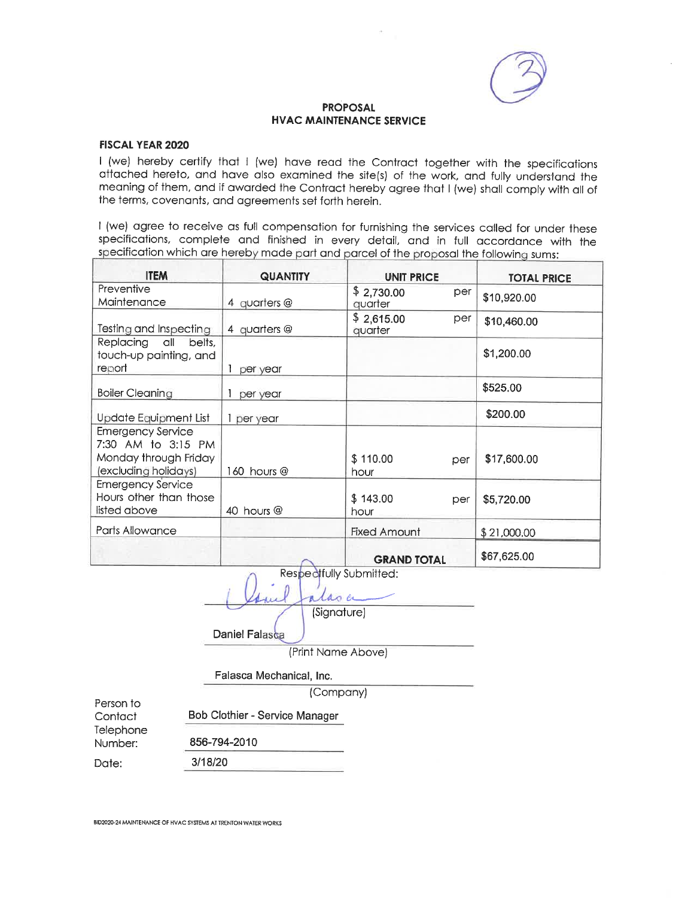(3)

**PROPOSAL**
**HVAC MAINTENANCE SERVICE**

**FISCAL YEAR 2020**

I (we) hereby certify that I (we) have read the Contract together with the specifications attached hereto, and have also examined the site(s) of the work, and fully understand the meaning of them, and if awarded the Contract hereby agree that I (we) shall comply with all of the terms, covenants, and agreements set forth herein.

I (we) agree to receive as full compensation for furnishing the services called for under these specifications, complete and finished in every detail, and in full accordance with the specification which are hereby made part and parcel of the proposal the following sums:

| ITEM | QUANTITY | UNIT PRICE | TOTAL PRICE |
|---|---|---|---|
| Preventive Maintenance | 4 quarters @ | $ 2,730.00 per quarter | $10,920.00 |
| Testing and Inspecting | 4 quarters @ | $ 2,615.00 per quarter | $10,460.00 |
| Replacing all belts, touch-up painting, and report | 1 per year | | $1,200.00 |
| Boiler Cleaning | 1 per year | | $525.00 |
| Update Equipment List | 1 per year | | $200.00 |
| Emergency Service 7:30 AM to 3:15 PM Monday through Friday (excluding holidays) | 160 hours @ | $ 110.00 per hour | $17,600.00 |
| Emergency Service Hours other than those listed above | 40 hours @ | $ 143.00 per hour | $5,720.00 |
| Parts Allowance | | Fixed Amount | $ 21,000.00 |
| | | **GRAND TOTAL** | $67,625.00 |

Respectfully Submitted:

(Signature)

Daniel Falasca
(Print Name Above)

Falasca Mechanical, Inc.
(Company)

Person to Contact: Bob Clothier - Service Manager

Telephone Number: 856-794-2010

Date: 3/18/20

BID2020-24 MAINTENANCE OF HVAC SYSTEMS AT TRENTON WATER WORKS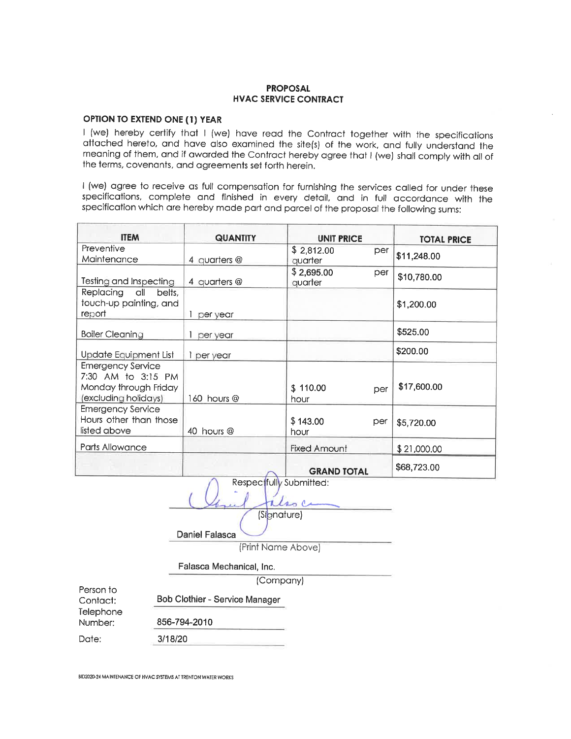**PROPOSAL**
**HVAC SERVICE CONTRACT**

**OPTION TO EXTEND ONE (1) YEAR**

I (we) hereby certify that I (we) have read the Contract together with the specifications attached hereto, and have also examined the site(s) of the work, and fully understand the meaning of them, and if awarded the Contract hereby agree that I (we) shall comply with all of the terms, covenants, and agreements set forth herein.

I (we) agree to receive as full compensation for furnishing the services called for under these specifications, complete and finished in every detail, and in full accordance with the specification which are hereby made part and parcel of the proposal the following sums:

| ITEM | QUANTITY | UNIT PRICE | TOTAL PRICE |
|---|---|---|---|
| Preventive Maintenance | 4 quarters @ | $ 2,812.00 per quarter | $11,248.00 |
| Testing and Inspecting | 4 quarters @ | $ 2,695.00 per quarter | $10,780.00 |
| Replacing all belts, touch-up painting, and report | 1 per year | | $1,200.00 |
| Boiler Cleaning | 1 per year | | $525.00 |
| Update Equipment List | 1 per year | | $200.00 |
| Emergency Service 7:30 AM to 3:15 PM Monday through Friday (excluding holidays) | 160 hours @ | $ 110.00 per hour | $17,600.00 |
| Emergency Service Hours other than those listed above | 40 hours @ | $ 143.00 per hour | $5,720.00 |
| Parts Allowance | | Fixed Amount | $ 21,000.00 |
| | | **GRAND TOTAL** | $68,723.00 |

Respectfully Submitted:

(Signature)

Daniel Falasca
(Print Name Above)

Falasca Mechanical, Inc.
(Company)

Person to Contact: Bob Clothier - Service Manager

Telephone Number: 856-794-2010

Date: 3/18/20

BID2020-24 MAINTENANCE OF HVAC SYSTEMS AT TRENTON WATER WORKS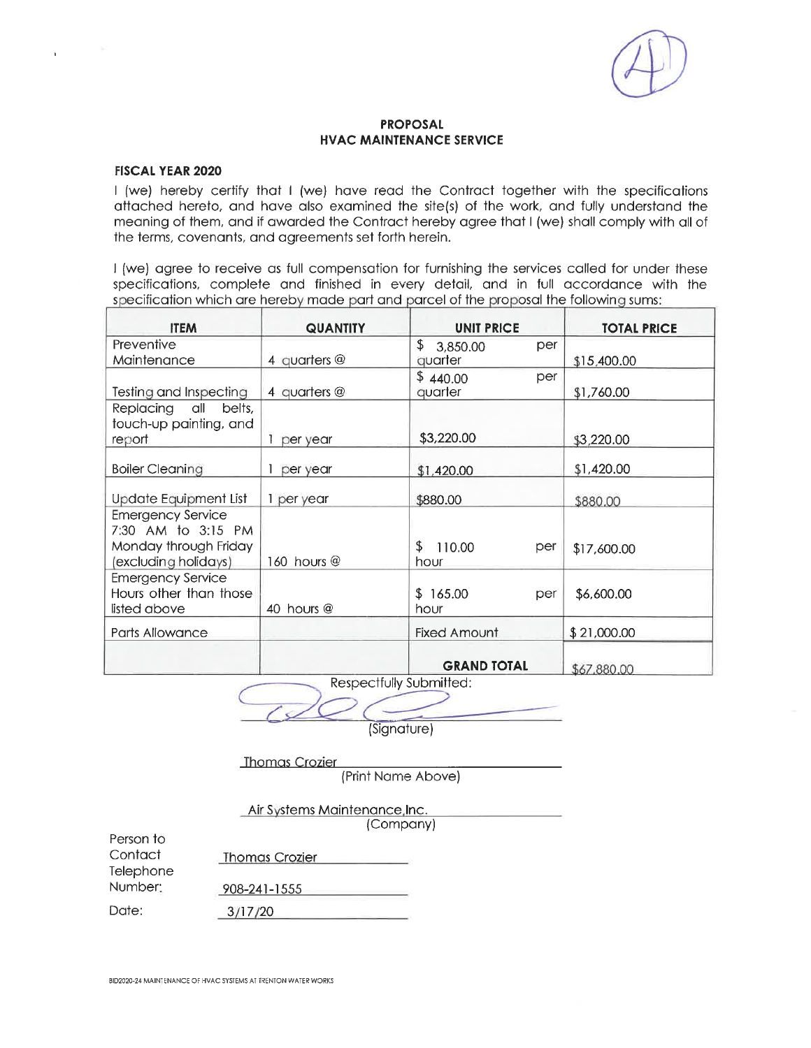4

**PROPOSAL**
**HVAC MAINTENANCE SERVICE**

**FISCAL YEAR 2020**

I (we) hereby certify that I (we) have read the Contract together with the specifications attached hereto, and have also examined the site(s) of the work, and fully understand the meaning of them, and if awarded the Contract hereby agree that I (we) shall comply with all of the terms, covenants, and agreements set forth herein.

I (we) agree to receive as full compensation for furnishing the services called for under these specifications, complete and finished in every detail, and in full accordance with the specification which are hereby made part and parcel of the proposal the following sums:

| ITEM | QUANTITY | UNIT PRICE | TOTAL PRICE |
|---|---|---|---|
| Preventive Maintenance | 4 quarters @ | $ 3,850.00 per quarter | $15,400.00 |
| Testing and Inspecting | 4 quarters @ | $ 440.00 per quarter | $1,760.00 |
| Replacing all belts, touch-up painting, and report | 1 per year | $3,220.00 | $3,220.00 |
| Boiler Cleaning | 1 per year | $1,420.00 | $1,420.00 |
| Update Equipment List | 1 per year | $880.00 | $880.00 |
| Emergency Service 7:30 AM to 3:15 PM Monday through Friday (excluding holidays) | 160 hours @ | $ 110.00 per hour | $17,600.00 |
| Emergency Service Hours other than those listed above | 40 hours @ | $ 165.00 per hour | $6,600.00 |
| Parts Allowance | | Fixed Amount | $ 21,000.00 |
| | | **GRAND TOTAL** | $67,880.00 |

Respectfully Submitted:

(Signature)

Thomas Crozier
(Print Name Above)

Air Systems Maintenance,Inc.
(Company)

Person to Contact: Thomas Crozier

Telephone Number: 908-241-1555

Date: 3/17/20

BID2020-24 MAINTENANCE OF HVAC SYSTEMS AT TRENTON WATER WORKS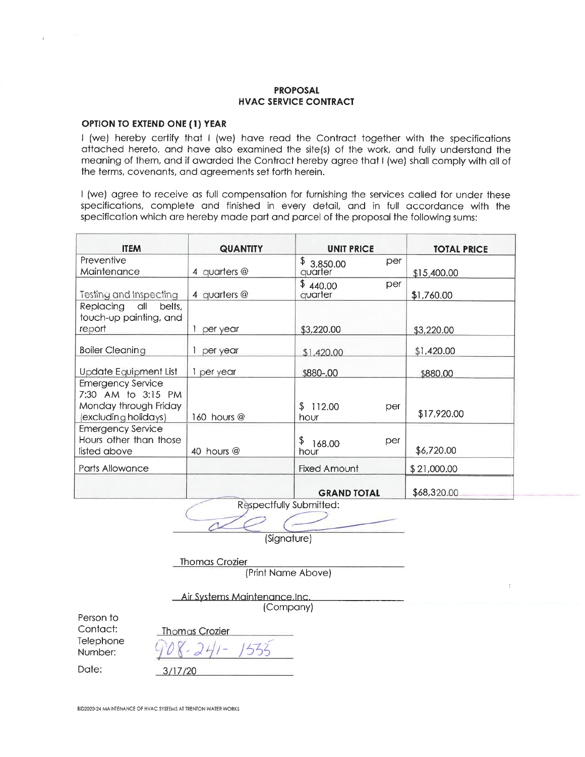**PROPOSAL**
**HVAC SERVICE CONTRACT**

**OPTION TO EXTEND ONE (1) YEAR**

I (we) hereby certify that I (we) have read the Contract together with the specifications attached hereto, and have also examined the site(s) of the work, and fully understand the meaning of them, and if awarded the Contract hereby agree that I (we) shall comply with all of the terms, covenants, and agreements set forth herein.

I (we) agree to receive as full compensation for furnishing the services called for under these specifications, complete and finished in every detail, and in full accordance with the specification which are hereby made part and parcel of the proposal the following sums:

| ITEM | QUANTITY | UNIT PRICE | TOTAL PRICE |
|---|---|---|---|
| Preventive Maintenance | 4 quarters @ | $ 3,850.00 per quarter | $15,400.00 |
| Testing and Inspecting | 4 quarters @ | $ 440.00 per quarter | $1,760.00 |
| Replacing all belts, touch-up painting, and report | 1 per year | $3,220.00 | $3,220.00 |
| Boiler Cleaning | 1 per year | $1,420.00 | $1,420.00 |
| Update Equipment List | 1 per year | $880-.00 | $880.00 |
| Emergency Service 7:30 AM to 3:15 PM Monday through Friday (excluding holidays) | 160 hours @ | $ 112.00 per hour | $17,920.00 |
| Emergency Service Hours other than those listed above | 40 hours @ | $ 168.00 per hour | $6,720.00 |
| Parts Allowance | | Fixed Amount | $ 21,000.00 |
| | | **GRAND TOTAL** | $68,320.00 |

Respectfully Submitted:

(Signature)

Thomas Crozier
(Print Name Above)

Air Systems Maintenance,Inc.
(Company)

Person to Contact: Thomas Crozier

Telephone Number: 908-241-1535

Date: 3/17/20

BID2020-24 MAINTENANCE OF HVAC SYSTEMS AT TRENTON WATER WORKS